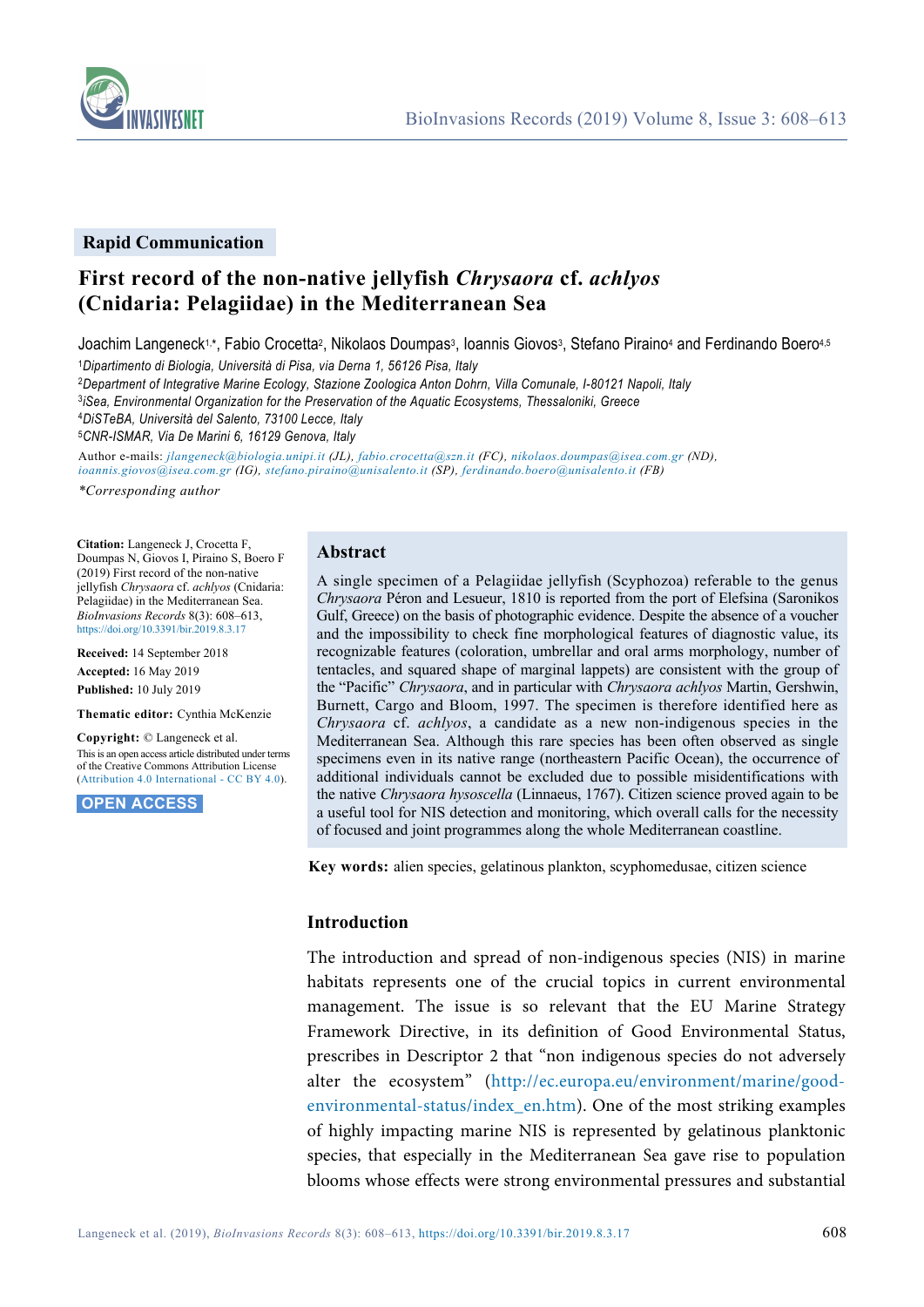Rapid Communication

# First record of the non-native jellyfish *Chrysaora* cf. *achlyos* (Cnidaria: Pelagiidae) in the Mediterranean Sea

Joachim Langeneck[1,*], Fabio Crocetta[2], Nikolaos Doumpas[3], Ioannis Giovos[3], Stefano Piraino[4] and Ferdinando Boero[4,5]

[1]Dipartimento di Biologia, Università di Pisa, via Derna 1, 56126 Pisa, Italy
[2]Department of Integrative Marine Ecology, Stazione Zoologica Anton Dohrn, Villa Comunale, I-80121 Napoli, Italy
[3]iSea, Environmental Organization for the Preservation of the Aquatic Ecosystems, Thessaloniki, Greece
[4]DiSTeBA, Università del Salento, 73100 Lecce, Italy
[5]CNR-ISMAR, Via De Marini 6, 16129 Genova, Italy

Author e-mails: jlangeneck@biologia.unipi.it (JL), fabio.crocetta@szn.it (FC), nikolaos.doumpas@isea.com.gr (ND), ioannis.giovos@isea.com.gr (IG), stefano.piraino@unisalento.it (SP), ferdinando.boero@unisalento.it (FB)

*Corresponding author

**Citation:** Langeneck J, Crocetta F, Doumpas N, Giovos I, Piraino S, Boero F (2019) First record of the non-native jellyfish *Chrysaora* cf. *achlyos* (Cnidaria: Pelagiidae) in the Mediterranean Sea. *BioInvasions Records* 8(3): 608–613, https://doi.org/10.3391/bir.2019.8.3.17

**Received:** 14 September 2018
**Accepted:** 16 May 2019
**Published:** 10 July 2019

**Thematic editor:** Cynthia McKenzie

**Copyright:** © Langeneck et al.
This is an open access article distributed under terms of the Creative Commons Attribution License (Attribution 4.0 International - CC BY 4.0).

**OPEN ACCESS**

## Abstract

A single specimen of a Pelagiidae jellyfish (Scyphozoa) referable to the genus *Chrysaora* Péron and Lesueur, 1810 is reported from the port of Elefsina (Saronikos Gulf, Greece) on the basis of photographic evidence. Despite the absence of a voucher and the impossibility to check fine morphological features of diagnostic value, its recognizable features (coloration, umbrellar and oral arms morphology, number of tentacles, and squared shape of marginal lappets) are consistent with the group of the "Pacific" *Chrysaora*, and in particular with *Chrysaora achlyos* Martin, Gershwin, Burnett, Cargo and Bloom, 1997. The specimen is therefore identified here as *Chrysaora* cf. *achlyos*, a candidate as a new non-indigenous species in the Mediterranean Sea. Although this rare species has been often observed as single specimens even in its native range (northeastern Pacific Ocean), the occurrence of additional individuals cannot be excluded due to possible misidentifications with the native *Chrysaora hysoscella* (Linnaeus, 1767). Citizen science proved again to be a useful tool for NIS detection and monitoring, which overall calls for the necessity of focused and joint programmes along the whole Mediterranean coastline.

**Key words:** alien species, gelatinous plankton, scyphomedusae, citizen science

## Introduction

The introduction and spread of non-indigenous species (NIS) in marine habitats represents one of the crucial topics in current environmental management. The issue is so relevant that the EU Marine Strategy Framework Directive, in its definition of Good Environmental Status, prescribes in Descriptor 2 that "non indigenous species do not adversely alter the ecosystem" (http://ec.europa.eu/environment/marine/good-environmental-status/index_en.htm). One of the most striking examples of highly impacting marine NIS is represented by gelatinous planktonic species, that especially in the Mediterranean Sea gave rise to population blooms whose effects were strong environmental pressures and substantial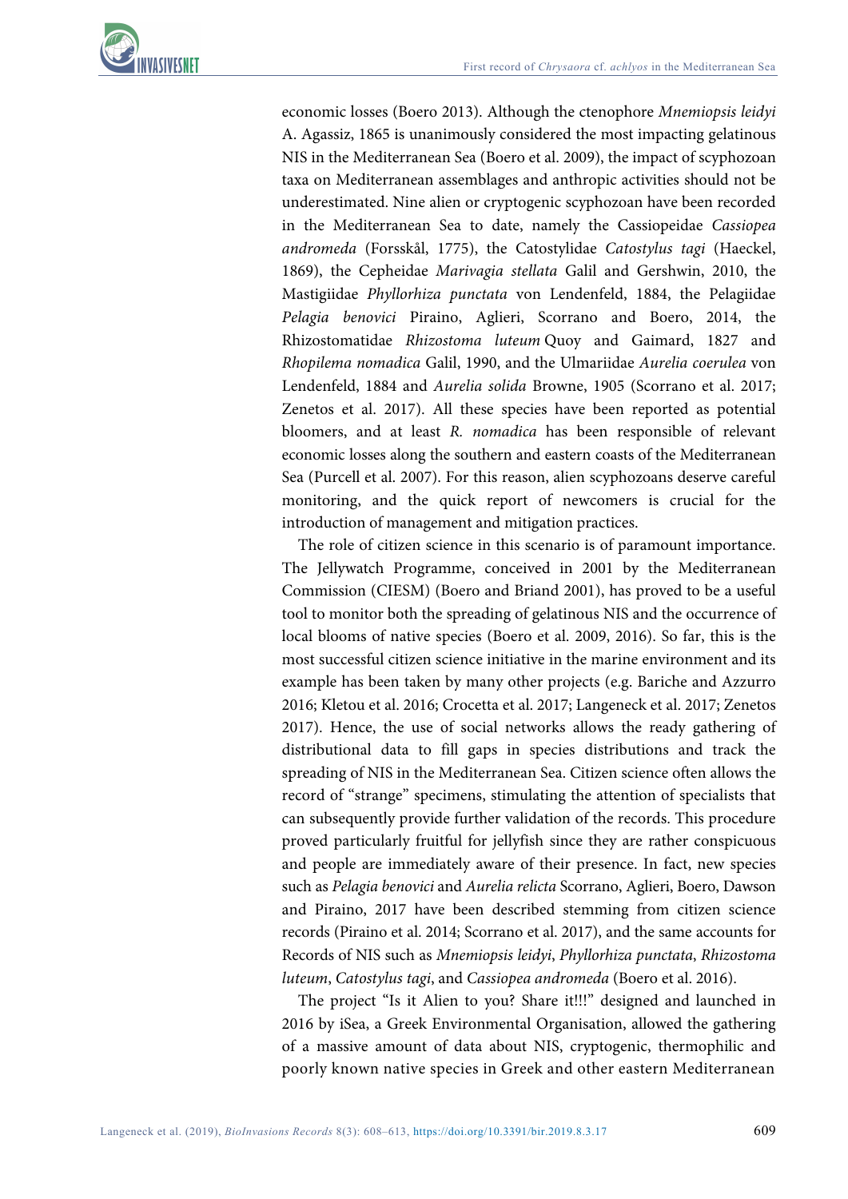economic losses (Boero 2013). Although the ctenophore *Mnemiopsis leidyi* A. Agassiz, 1865 is unanimously considered the most impacting gelatinous NIS in the Mediterranean Sea (Boero et al. 2009), the impact of scyphozoan taxa on Mediterranean assemblages and anthropic activities should not be underestimated. Nine alien or cryptogenic scyphozoan have been recorded in the Mediterranean Sea to date, namely the Cassiopeidae *Cassiopea andromeda* (Forsskål, 1775), the Catostylidae *Catostylus tagi* (Haeckel, 1869), the Cepheidae *Marivagia stellata* Galil and Gershwin, 2010, the Mastigiidae *Phyllorhiza punctata* von Lendenfeld, 1884, the Pelagiidae *Pelagia benovici* Piraino, Aglieri, Scorrano and Boero, 2014, the Rhizostomatidae *Rhizostoma luteum* Quoy and Gaimard, 1827 and *Rhopilema nomadica* Galil, 1990, and the Ulmariidae *Aurelia coerulea* von Lendenfeld, 1884 and *Aurelia solida* Browne, 1905 (Scorrano et al. 2017; Zenetos et al. 2017). All these species have been reported as potential bloomers, and at least *R. nomadica* has been responsible of relevant economic losses along the southern and eastern coasts of the Mediterranean Sea (Purcell et al. 2007). For this reason, alien scyphozoans deserve careful monitoring, and the quick report of newcomers is crucial for the introduction of management and mitigation practices.

The role of citizen science in this scenario is of paramount importance. The Jellywatch Programme, conceived in 2001 by the Mediterranean Commission (CIESM) (Boero and Briand 2001), has proved to be a useful tool to monitor both the spreading of gelatinous NIS and the occurrence of local blooms of native species (Boero et al. 2009, 2016). So far, this is the most successful citizen science initiative in the marine environment and its example has been taken by many other projects (e.g. Bariche and Azzurro 2016; Kletou et al. 2016; Crocetta et al. 2017; Langeneck et al. 2017; Zenetos 2017). Hence, the use of social networks allows the ready gathering of distributional data to fill gaps in species distributions and track the spreading of NIS in the Mediterranean Sea. Citizen science often allows the record of "strange" specimens, stimulating the attention of specialists that can subsequently provide further validation of the records. This procedure proved particularly fruitful for jellyfish since they are rather conspicuous and people are immediately aware of their presence. In fact, new species such as *Pelagia benovici* and *Aurelia relicta* Scorrano, Aglieri, Boero, Dawson and Piraino, 2017 have been described stemming from citizen science records (Piraino et al. 2014; Scorrano et al. 2017), and the same accounts for Records of NIS such as *Mnemiopsis leidyi*, *Phyllorhiza punctata*, *Rhizostoma luteum*, *Catostylus tagi*, and *Cassiopea andromeda* (Boero et al. 2016).

The project "Is it Alien to you? Share it!!!" designed and launched in 2016 by iSea, a Greek Environmental Organisation, allowed the gathering of a massive amount of data about NIS, cryptogenic, thermophilic and poorly known native species in Greek and other eastern Mediterranean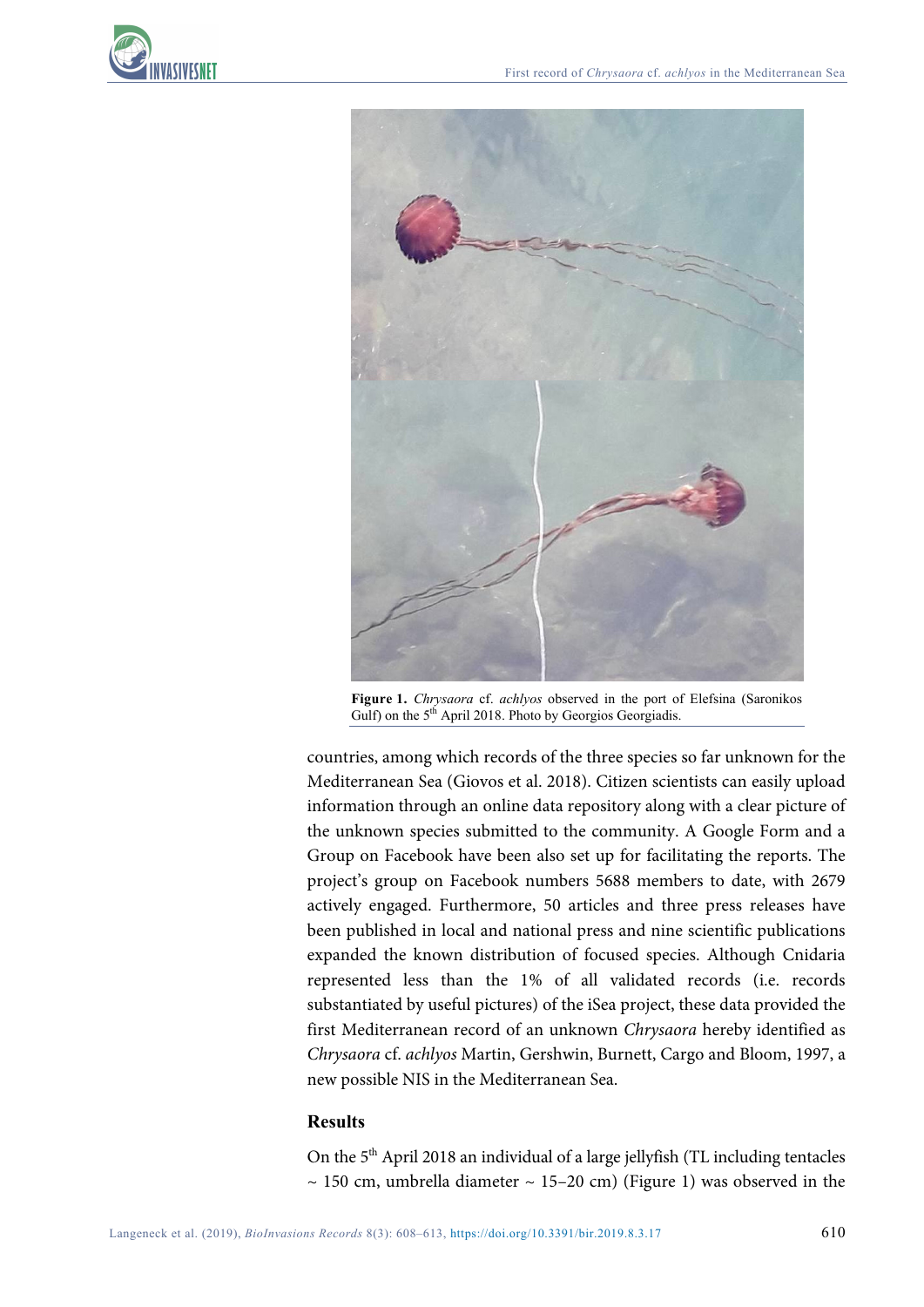**Figure 1.** *Chrysaora* cf. *achlyos* observed in the port of Elefsina (Saronikos Gulf) on the 5th April 2018. Photo by Georgios Georgiadis.

countries, among which records of the three species so far unknown for the Mediterranean Sea (Giovos et al. 2018). Citizen scientists can easily upload information through an online data repository along with a clear picture of the unknown species submitted to the community. A Google Form and a Group on Facebook have been also set up for facilitating the reports. The project's group on Facebook numbers 5688 members to date, with 2679 actively engaged. Furthermore, 50 articles and three press releases have been published in local and national press and nine scientific publications expanded the known distribution of focused species. Although Cnidaria represented less than the 1% of all validated records (i.e. records substantiated by useful pictures) of the iSea project, these data provided the first Mediterranean record of an unknown *Chrysaora* hereby identified as *Chrysaora* cf. *achlyos* Martin, Gershwin, Burnett, Cargo and Bloom, 1997, a new possible NIS in the Mediterranean Sea.

## Results

On the 5th April 2018 an individual of a large jellyfish (TL including tentacles ~ 150 cm, umbrella diameter ~ 15–20 cm) (Figure 1) was observed in the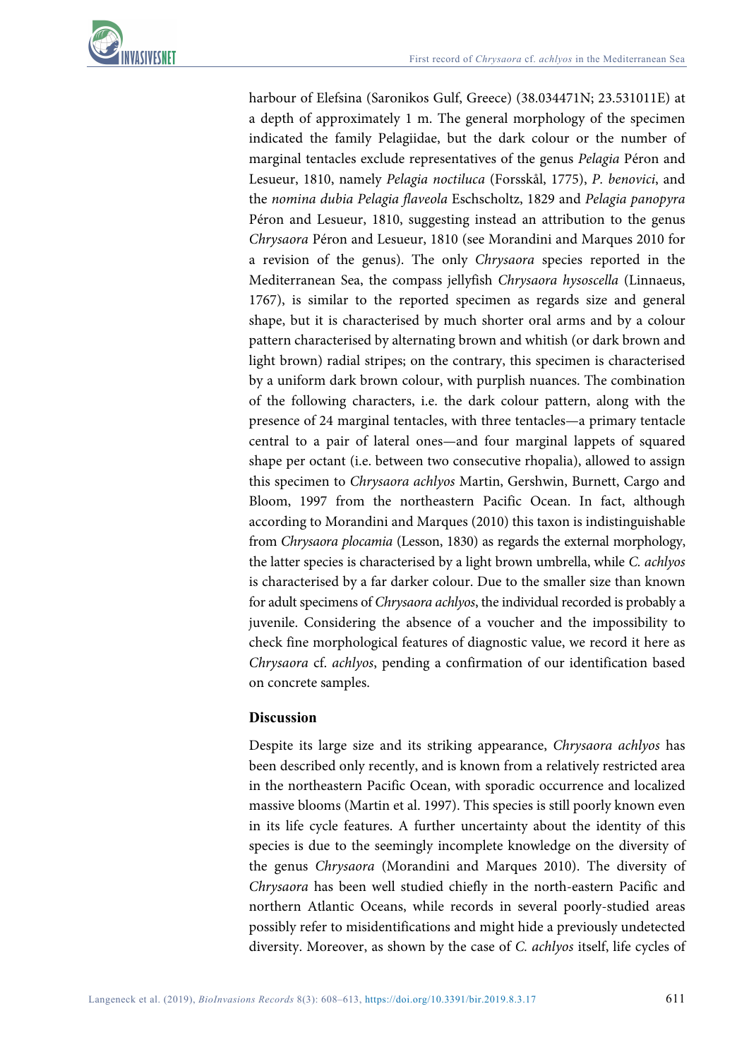harbour of Elefsina (Saronikos Gulf, Greece) (38.034471N; 23.531011E) at a depth of approximately 1 m. The general morphology of the specimen indicated the family Pelagiidae, but the dark colour or the number of marginal tentacles exclude representatives of the genus *Pelagia* Péron and Lesueur, 1810, namely *Pelagia noctiluca* (Forsskål, 1775), *P. benovici*, and the *nomina dubia Pelagia flaveola* Eschscholtz, 1829 and *Pelagia panopyra* Péron and Lesueur, 1810, suggesting instead an attribution to the genus *Chrysaora* Péron and Lesueur, 1810 (see Morandini and Marques 2010 for a revision of the genus). The only *Chrysaora* species reported in the Mediterranean Sea, the compass jellyfish *Chrysaora hysoscella* (Linnaeus, 1767), is similar to the reported specimen as regards size and general shape, but it is characterised by much shorter oral arms and by a colour pattern characterised by alternating brown and whitish (or dark brown and light brown) radial stripes; on the contrary, this specimen is characterised by a uniform dark brown colour, with purplish nuances. The combination of the following characters, i.e. the dark colour pattern, along with the presence of 24 marginal tentacles, with three tentacles—a primary tentacle central to a pair of lateral ones—and four marginal lappets of squared shape per octant (i.e. between two consecutive rhopalia), allowed to assign this specimen to *Chrysaora achlyos* Martin, Gershwin, Burnett, Cargo and Bloom, 1997 from the northeastern Pacific Ocean. In fact, although according to Morandini and Marques (2010) this taxon is indistinguishable from *Chrysaora plocamia* (Lesson, 1830) as regards the external morphology, the latter species is characterised by a light brown umbrella, while *C. achlyos* is characterised by a far darker colour. Due to the smaller size than known for adult specimens of *Chrysaora achlyos*, the individual recorded is probably a juvenile. Considering the absence of a voucher and the impossibility to check fine morphological features of diagnostic value, we record it here as *Chrysaora* cf. *achlyos*, pending a confirmation of our identification based on concrete samples.

## Discussion

Despite its large size and its striking appearance, *Chrysaora achlyos* has been described only recently, and is known from a relatively restricted area in the northeastern Pacific Ocean, with sporadic occurrence and localized massive blooms (Martin et al. 1997). This species is still poorly known even in its life cycle features. A further uncertainty about the identity of this species is due to the seemingly incomplete knowledge on the diversity of the genus *Chrysaora* (Morandini and Marques 2010). The diversity of *Chrysaora* has been well studied chiefly in the north-eastern Pacific and northern Atlantic Oceans, while records in several poorly-studied areas possibly refer to misidentifications and might hide a previously undetected diversity. Moreover, as shown by the case of *C. achlyos* itself, life cycles of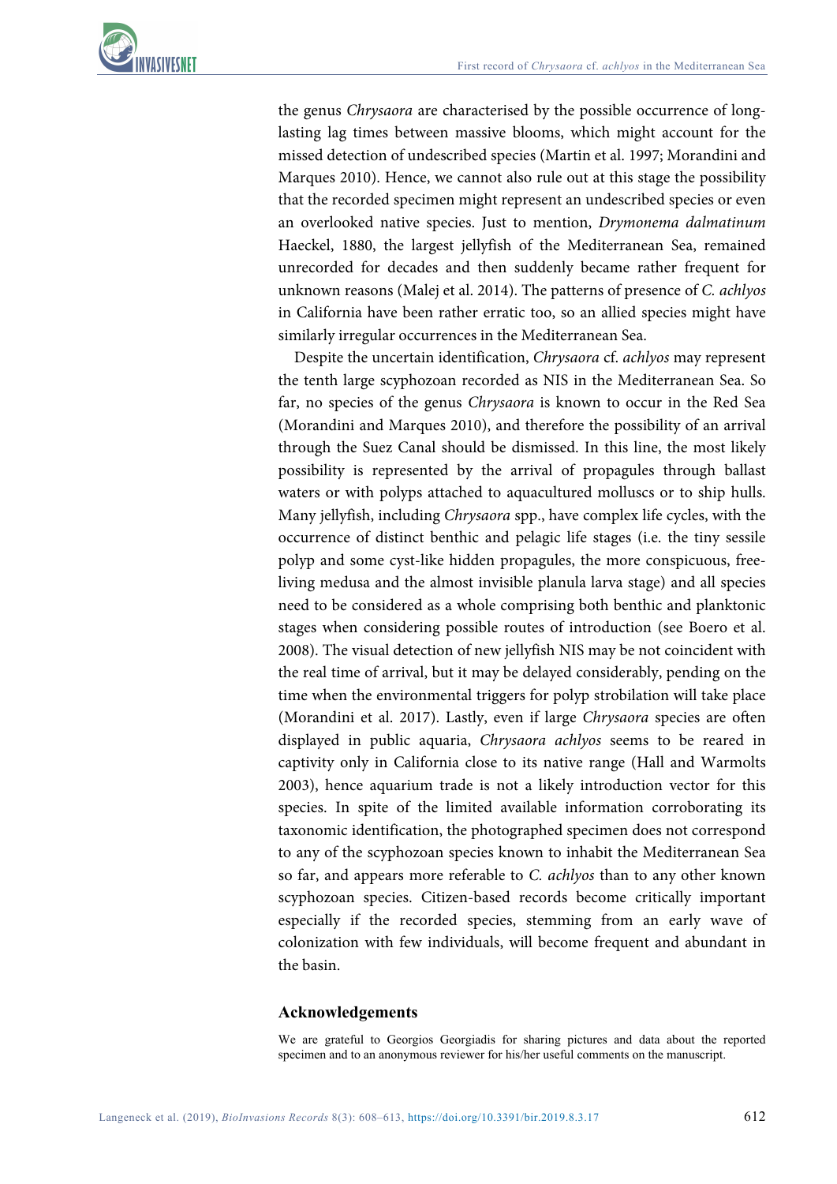the genus *Chrysaora* are characterised by the possible occurrence of long-lasting lag times between massive blooms, which might account for the missed detection of undescribed species (Martin et al. 1997; Morandini and Marques 2010). Hence, we cannot also rule out at this stage the possibility that the recorded specimen might represent an undescribed species or even an overlooked native species. Just to mention, *Drymonema dalmatinum* Haeckel, 1880, the largest jellyfish of the Mediterranean Sea, remained unrecorded for decades and then suddenly became rather frequent for unknown reasons (Malej et al. 2014). The patterns of presence of *C. achlyos* in California have been rather erratic too, so an allied species might have similarly irregular occurrences in the Mediterranean Sea.

Despite the uncertain identification, *Chrysaora* cf. *achlyos* may represent the tenth large scyphozoan recorded as NIS in the Mediterranean Sea. So far, no species of the genus *Chrysaora* is known to occur in the Red Sea (Morandini and Marques 2010), and therefore the possibility of an arrival through the Suez Canal should be dismissed. In this line, the most likely possibility is represented by the arrival of propagules through ballast waters or with polyps attached to aquacultured molluscs or to ship hulls. Many jellyfish, including *Chrysaora* spp., have complex life cycles, with the occurrence of distinct benthic and pelagic life stages (i.e. the tiny sessile polyp and some cyst-like hidden propagules, the more conspicuous, free-living medusa and the almost invisible planula larva stage) and all species need to be considered as a whole comprising both benthic and planktonic stages when considering possible routes of introduction (see Boero et al. 2008). The visual detection of new jellyfish NIS may be not coincident with the real time of arrival, but it may be delayed considerably, pending on the time when the environmental triggers for polyp strobilation will take place (Morandini et al. 2017). Lastly, even if large *Chrysaora* species are often displayed in public aquaria, *Chrysaora achlyos* seems to be reared in captivity only in California close to its native range (Hall and Warmolts 2003), hence aquarium trade is not a likely introduction vector for this species. In spite of the limited available information corroborating its taxonomic identification, the photographed specimen does not correspond to any of the scyphozoan species known to inhabit the Mediterranean Sea so far, and appears more referable to *C. achlyos* than to any other known scyphozoan species. Citizen-based records become critically important especially if the recorded species, stemming from an early wave of colonization with few individuals, will become frequent and abundant in the basin.

## Acknowledgements

We are grateful to Georgios Georgiadis for sharing pictures and data about the reported specimen and to an anonymous reviewer for his/her useful comments on the manuscript.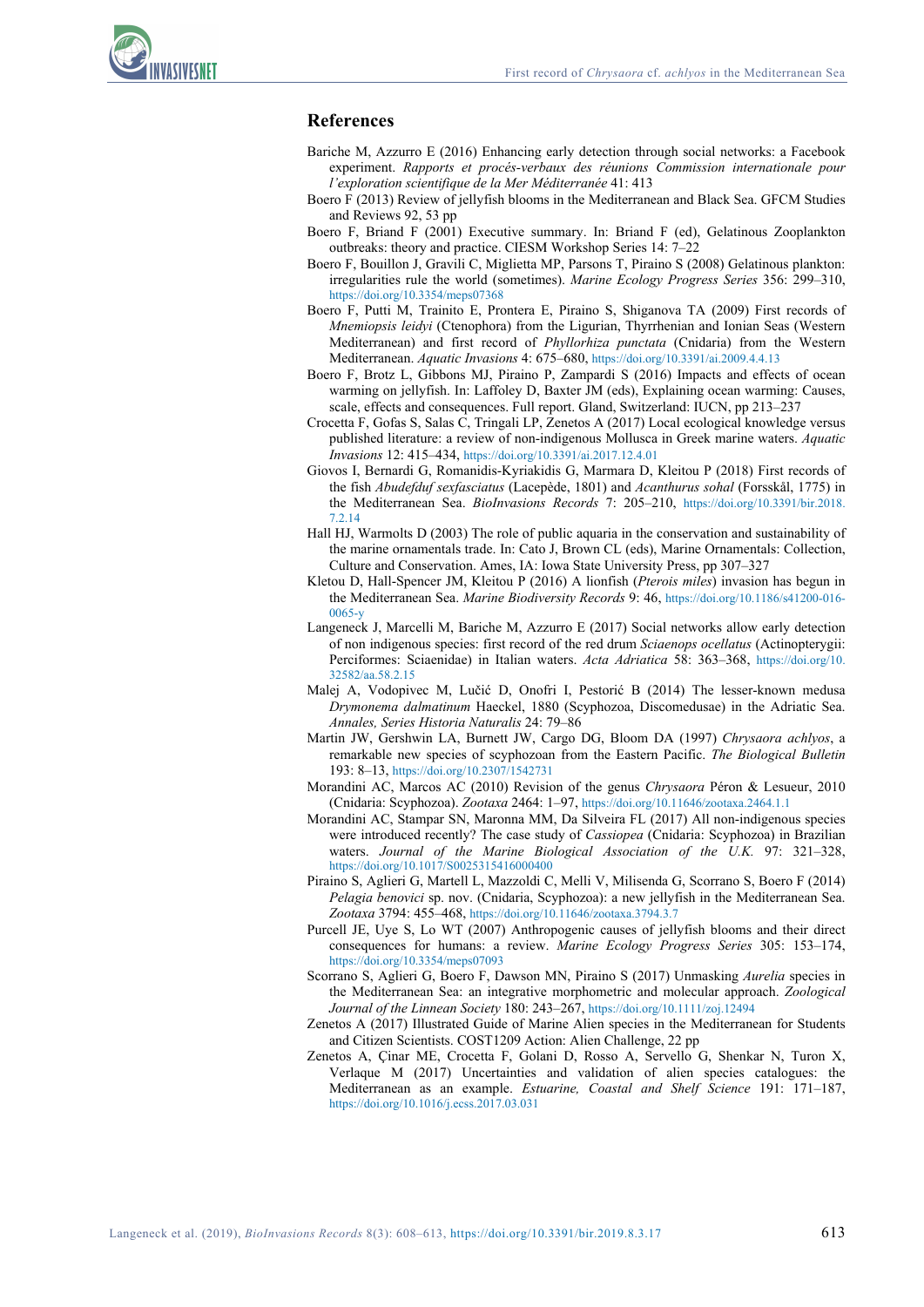## References

Bariche M, Azzurro E (2016) Enhancing early detection through social networks: a Facebook experiment. *Rapports et procés-verbaux des réunions Commission internationale pour l'exploration scientifique de la Mer Méditerranée* 41: 413

Boero F (2013) Review of jellyfish blooms in the Mediterranean and Black Sea. GFCM Studies and Reviews 92, 53 pp

Boero F, Briand F (2001) Executive summary. In: Briand F (ed), Gelatinous Zooplankton outbreaks: theory and practice. CIESM Workshop Series 14: 7–22

Boero F, Bouillon J, Gravili C, Miglietta MP, Parsons T, Piraino S (2008) Gelatinous plankton: irregularities rule the world (sometimes). *Marine Ecology Progress Series* 356: 299–310, https://doi.org/10.3354/meps07368

Boero F, Putti M, Trainito E, Prontera E, Piraino S, Shiganova TA (2009) First records of *Mnemiopsis leidyi* (Ctenophora) from the Ligurian, Thyrrhenian and Ionian Seas (Western Mediterranean) and first record of *Phyllorhiza punctata* (Cnidaria) from the Western Mediterranean. *Aquatic Invasions* 4: 675–680, https://doi.org/10.3391/ai.2009.4.4.13

Boero F, Brotz L, Gibbons MJ, Piraino P, Zampardi S (2016) Impacts and effects of ocean warming on jellyfish. In: Laffoley D, Baxter JM (eds), Explaining ocean warming: Causes, scale, effects and consequences. Full report. Gland, Switzerland: IUCN, pp 213–237

Crocetta F, Gofas S, Salas C, Tringali LP, Zenetos A (2017) Local ecological knowledge versus published literature: a review of non-indigenous Mollusca in Greek marine waters. *Aquatic Invasions* 12: 415–434, https://doi.org/10.3391/ai.2017.12.4.01

Giovos I, Bernardi G, Romanidis-Kyriakidis G, Marmara D, Kleitou P (2018) First records of the fish *Abudefduf sexfasciatus* (Lacepède, 1801) and *Acanthurus sohal* (Forsskål, 1775) in the Mediterranean Sea. *BioInvasions Records* 7: 205–210, https://doi.org/10.3391/bir.2018.7.2.14

Hall HJ, Warmolts D (2003) The role of public aquaria in the conservation and sustainability of the marine ornamentals trade. In: Cato J, Brown CL (eds), Marine Ornamentals: Collection, Culture and Conservation. Ames, IA: Iowa State University Press, pp 307–327

Kletou D, Hall-Spencer JM, Kleitou P (2016) A lionfish (*Pterois miles*) invasion has begun in the Mediterranean Sea. *Marine Biodiversity Records* 9: 46, https://doi.org/10.1186/s41200-016-0065-y

Langeneck J, Marcelli M, Bariche M, Azzurro E (2017) Social networks allow early detection of non indigenous species: first record of the red drum *Sciaenops ocellatus* (Actinopterygii: Perciformes: Sciaenidae) in Italian waters. *Acta Adriatica* 58: 363–368, https://doi.org/10.32582/aa.58.2.15

Malej A, Vodopivec M, Lučić D, Onofri I, Pestorić B (2014) The lesser-known medusa *Drymonema dalmatinum* Haeckel, 1880 (Scyphozoa, Discomedusae) in the Adriatic Sea. *Annales, Series Historia Naturalis* 24: 79–86

Martin JW, Gershwin LA, Burnett JW, Cargo DG, Bloom DA (1997) *Chrysaora achlyos*, a remarkable new species of scyphozoan from the Eastern Pacific. *The Biological Bulletin* 193: 8–13, https://doi.org/10.2307/1542731

Morandini AC, Marcos AC (2010) Revision of the genus *Chrysaora* Péron & Lesueur, 2010 (Cnidaria: Scyphozoa). *Zootaxa* 2464: 1–97, https://doi.org/10.11646/zootaxa.2464.1.1

Morandini AC, Stampar SN, Maronna MM, Da Silveira FL (2017) All non-indigenous species were introduced recently? The case study of *Cassiopea* (Cnidaria: Scyphozoa) in Brazilian waters. *Journal of the Marine Biological Association of the U.K.* 97: 321–328, https://doi.org/10.1017/S0025315416000400

Piraino S, Aglieri G, Martell L, Mazzoldi C, Melli V, Milisenda G, Scorrano S, Boero F (2014) *Pelagia benovici* sp. nov. (Cnidaria, Scyphozoa): a new jellyfish in the Mediterranean Sea. *Zootaxa* 3794: 455–468, https://doi.org/10.11646/zootaxa.3794.3.7

Purcell JE, Uye S, Lo WT (2007) Anthropogenic causes of jellyfish blooms and their direct consequences for humans: a review. *Marine Ecology Progress Series* 305: 153–174, https://doi.org/10.3354/meps07093

Scorrano S, Aglieri G, Boero F, Dawson MN, Piraino S (2017) Unmasking *Aurelia* species in the Mediterranean Sea: an integrative morphometric and molecular approach. *Zoological Journal of the Linnean Society* 180: 243–267, https://doi.org/10.1111/zoj.12494

Zenetos A (2017) Illustrated Guide of Marine Alien species in the Mediterranean for Students and Citizen Scientists. COST1209 Action: Alien Challenge, 22 pp

Zenetos A, Çinar ME, Crocetta F, Golani D, Rosso A, Servello G, Shenkar N, Turon X, Verlaque M (2017) Uncertainties and validation of alien species catalogues: the Mediterranean as an example. *Estuarine, Coastal and Shelf Science* 191: 171–187, https://doi.org/10.1016/j.ecss.2017.03.031